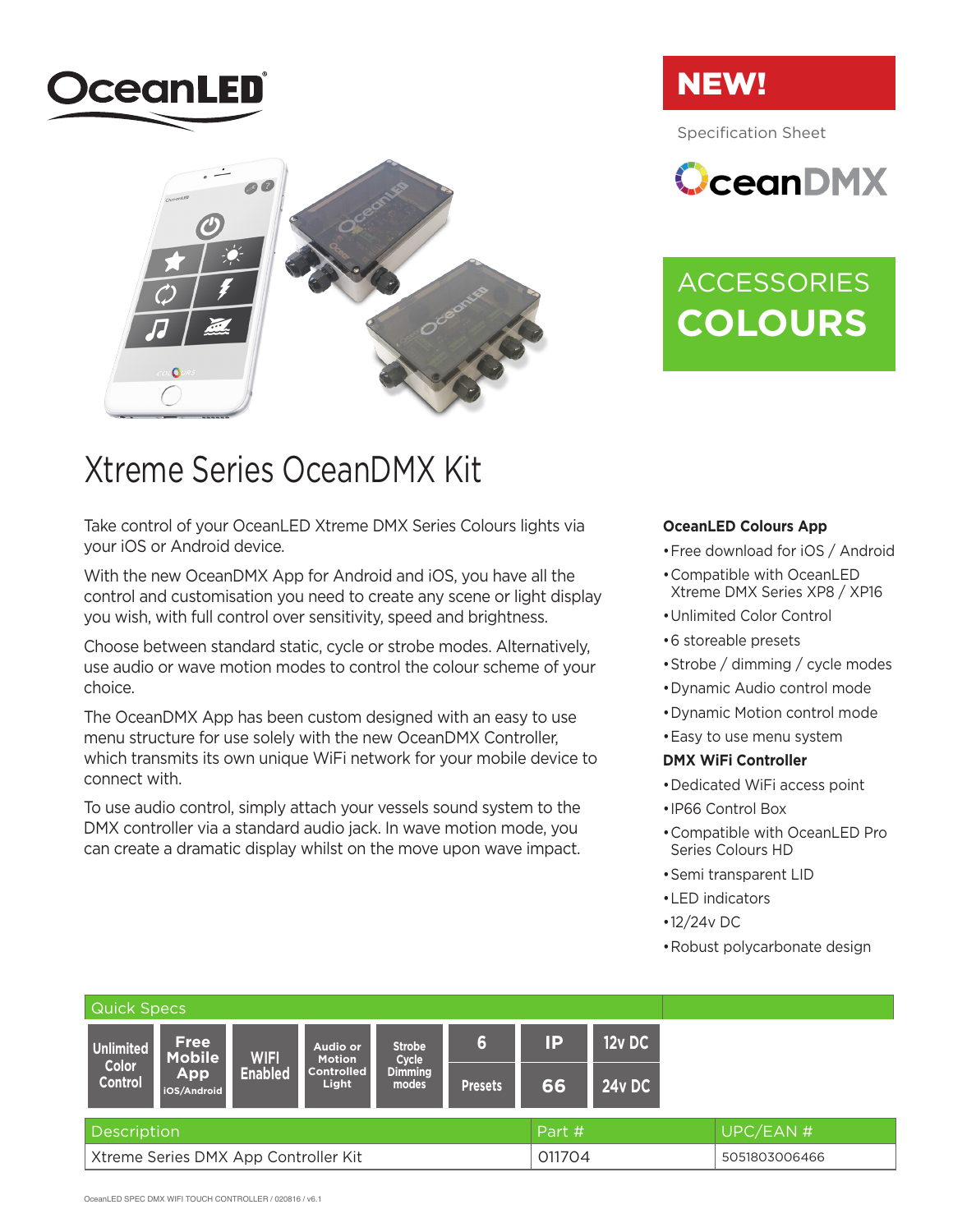OceanLED

**NEW!**

Specification Sheet

OceanDMX

ACCESSORIES
**COLOURS**

# Xtreme Series OceanDMX Kit

Take control of your OceanLED Xtreme DMX Series Colours lights via your iOS or Android device.

With the new OceanDMX App for Android and iOS, you have all the control and customisation you need to create any scene or light display you wish, with full control over sensitivity, speed and brightness.

Choose between standard static, cycle or strobe modes. Alternatively, use audio or wave motion modes to control the colour scheme of your choice.

The OceanDMX App has been custom designed with an easy to use menu structure for use solely with the new OceanDMX Controller, which transmits its own unique WiFi network for your mobile device to connect with.

To use audio control, simply attach your vessels sound system to the DMX controller via a standard audio jack. In wave motion mode, you can create a dramatic display whilst on the move upon wave impact.

**OceanLED Colours App**

- Free download for iOS / Android
- Compatible with OceanLED Xtreme DMX Series XP8 / XP16
- Unlimited Color Control
- 6 storeable presets
- Strobe / dimming / cycle modes
- Dynamic Audio control mode
- Dynamic Motion control mode
- Easy to use menu system

**DMX WiFi Controller**

- Dedicated WiFi access point
- IP66 Control Box
- Compatible with OceanLED Pro Series Colours HD
- Semi transparent LID
- LED indicators
- 12/24v DC
- Robust polycarbonate design

## Quick Specs

| Unlimited Color Control | Free Mobile App iOS/Android | WIFI Enabled | Audio or Motion Controlled Light | Strobe Cycle Dimming modes | 6 Presets | IP 66 | 12v DC 24v DC |
|---|---|---|---|---|---|---|---|

| Description | Part # | UPC/EAN # |
|---|---|---|
| Xtreme Series DMX App Controller Kit | 011704 | 5051803006466 |

OceanLED SPEC DMX WIFI TOUCH CONTROLLER / 020816 / v6.1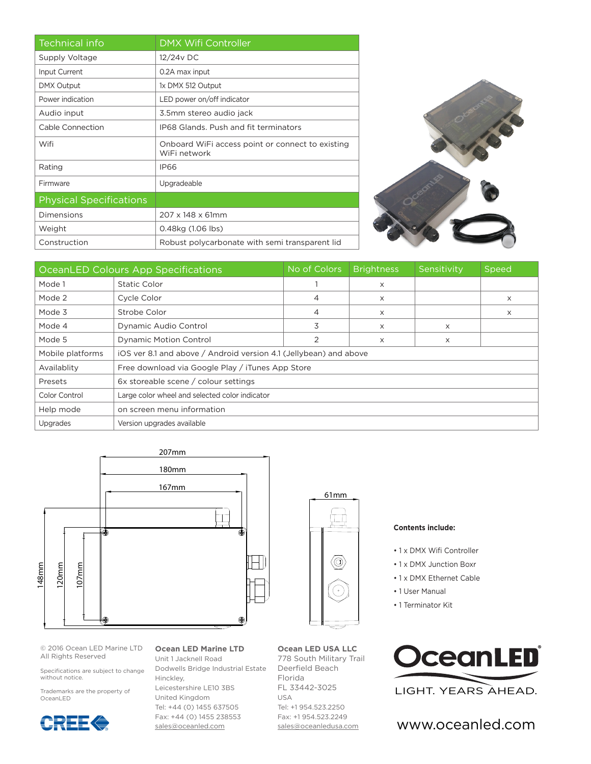| Technical info | DMX Wifi Controller |
|---|---|
| Supply Voltage | 12/24v DC |
| Input Current | 0.2A max input |
| DMX Output | 1x DMX 512 Output |
| Power indication | LED power on/off indicator |
| Audio input | 3.5mm stereo audio jack |
| Cable Connection | IP68 Glands. Push and fit terminators |
| Wifi | Onboard WiFi access point or connect to existing WiFi network |
| Rating | IP66 |
| Firmware | Upgradeable |
| **Physical Specifications** | |
| Dimensions | 207 x 148 x 61mm |
| Weight | 0.48kg (1.06 lbs) |
| Construction | Robust polycarbonate with semi transparent lid |

| OceanLED Colours App Specifications | | No of Colors | Brightness | Sensitivity | Speed |
|---|---|---|---|---|---|
| Mode 1 | Static Color | 1 | x | | |
| Mode 2 | Cycle Color | 4 | x | | x |
| Mode 3 | Strobe Color | 4 | x | | x |
| Mode 4 | Dynamic Audio Control | 3 | x | x | |
| Mode 5 | Dynamic Motion Control | 2 | x | x | |
| Mobile platforms | iOS ver 8.1 and above / Android version 4.1 (Jellybean) and above | | | | |
| Availablity | Free download via Google Play / iTunes App Store | | | | |
| Presets | 6x storeable scene / colour settings | | | | |
| Color Control | Large color wheel and selected color indicator | | | | |
| Help mode | on screen menu information | | | | |
| Upgrades | Version upgrades available | | | | |

207mm
180mm
167mm
148mm
120mm
107mm
61mm

**Contents include:**

- 1 x DMX Wifi Controller
- 1 x DMX Junction Boxr
- 1 x DMX Ethernet Cable
- 1 User Manual
- 1 Terminator Kit

© 2016 Ocean LED Marine LTD
All Rights Reserved

Specifications are subject to change without notice.

Trademarks are the property of OceanLED

**Ocean LED Marine LTD**
Unit 1 Jacknell Road
Dodwells Bridge Industrial Estate
Hinckley,
Leicestershire LE10 3BS
United Kingdom
Tel: +44 (0) 1455 637505
Fax: +44 (0) 1455 238553
sales@oceanled.com

**Ocean LED USA LLC**
778 South Military Trail
Deerfield Beach
Florida
FL 33442-3025
USA
Tel: +1 954.523.2250
Fax: +1 954.523.2249
sales@oceanledusa.com

OceanLED®
LIGHT. YEARS AHEAD.

www.oceanled.com